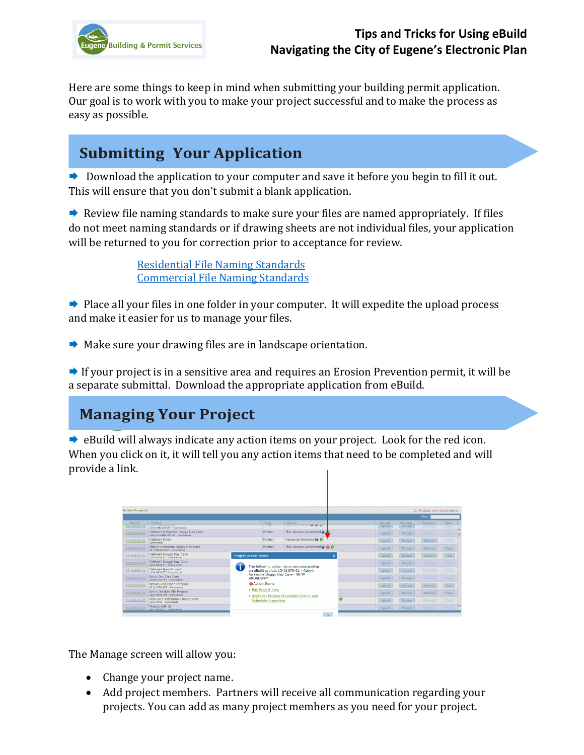# Tips and Tricks for Using eBuild

## Navigating the City of Eugene's Electronic Plan

Here are some things to keep in mind when submitting your building permit application. Our goal is to work with you to make your project successful and to make the process as easy as possible.

## Submitting Your Application

➡ Download the application to your computer and save it before you begin to fill it out. This will ensure that you don't submit a blank application.

➡ Review file naming standards to make sure your files are named appropriately. If files do not meet naming standards or if drawing sheets are not individual files, your application will be returned to you for correction prior to acceptance for review.

Residential File Naming Standards
Commercial File Naming Standards

➡ Place all your files in one folder in your computer. It will expedite the upload process and make it easier for us to manage your files.

➡ Make sure your drawing files are in landscape orientation.

➡ If your project is in a sensitive area and requires an Erosion Prevention permit, it will be a separate submittal. Download the appropriate application from eBuild.

## Managing Your Project

➡ eBuild will always indicate any action items on your project. Look for the red icon. When you click on it, it will tell you any action items that need to be completed and will provide a link.

The Manage screen will allow you:

- Change your project name.
- Add project members. Partners will receive all communication regarding your projects. You can add as many project members as you need for your project.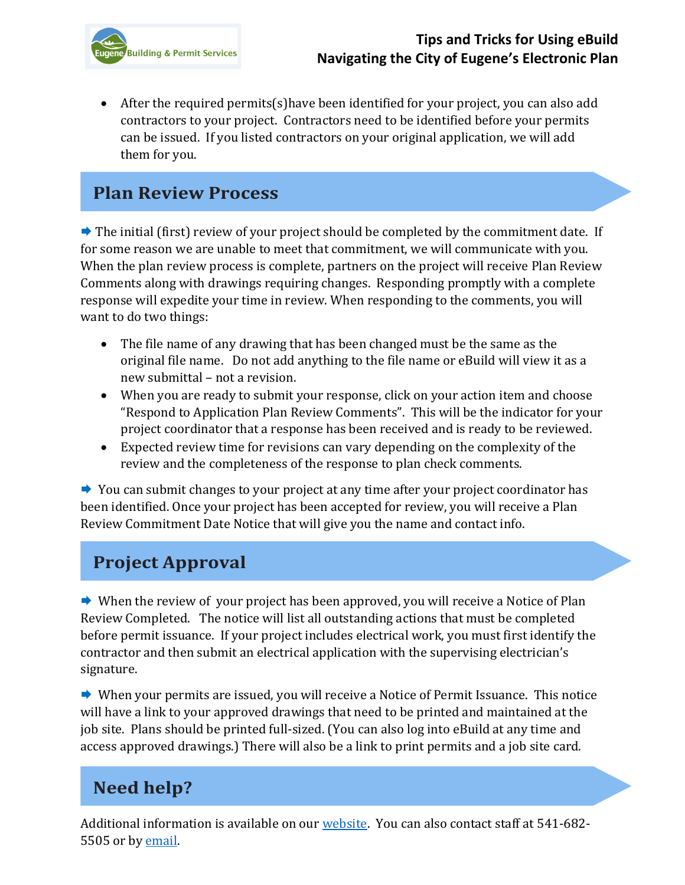- After the required permits(s)have been identified for your project, you can also add contractors to your project. Contractors need to be identified before your permits can be issued. If you listed contractors on your original application, we will add them for you.

## Plan Review Process

➡ The initial (first) review of your project should be completed by the commitment date. If for some reason we are unable to meet that commitment, we will communicate with you. When the plan review process is complete, partners on the project will receive Plan Review Comments along with drawings requiring changes. Responding promptly with a complete response will expedite your time in review. When responding to the comments, you will want to do two things:

- The file name of any drawing that has been changed must be the same as the original file name. Do not add anything to the file name or eBuild will view it as a new submittal – not a revision.
- When you are ready to submit your response, click on your action item and choose "Respond to Application Plan Review Comments". This will be the indicator for your project coordinator that a response has been received and is ready to be reviewed.
- Expected review time for revisions can vary depending on the complexity of the review and the completeness of the response to plan check comments.

➡ You can submit changes to your project at any time after your project coordinator has been identified. Once your project has been accepted for review, you will receive a Plan Review Commitment Date Notice that will give you the name and contact info.

## Project Approval

➡ When the review of your project has been approved, you will receive a Notice of Plan Review Completed. The notice will list all outstanding actions that must be completed before permit issuance. If your project includes electrical work, you must first identify the contractor and then submit an electrical application with the supervising electrician's signature.

➡ When your permits are issued, you will receive a Notice of Permit Issuance. This notice will have a link to your approved drawings that need to be printed and maintained at the job site. Plans should be printed full-sized. (You can also log into eBuild at any time and access approved drawings.) There will also be a link to print permits and a job site card.

## Need help?

Additional information is available on our website. You can also contact staff at 541-682-5505 or by email.